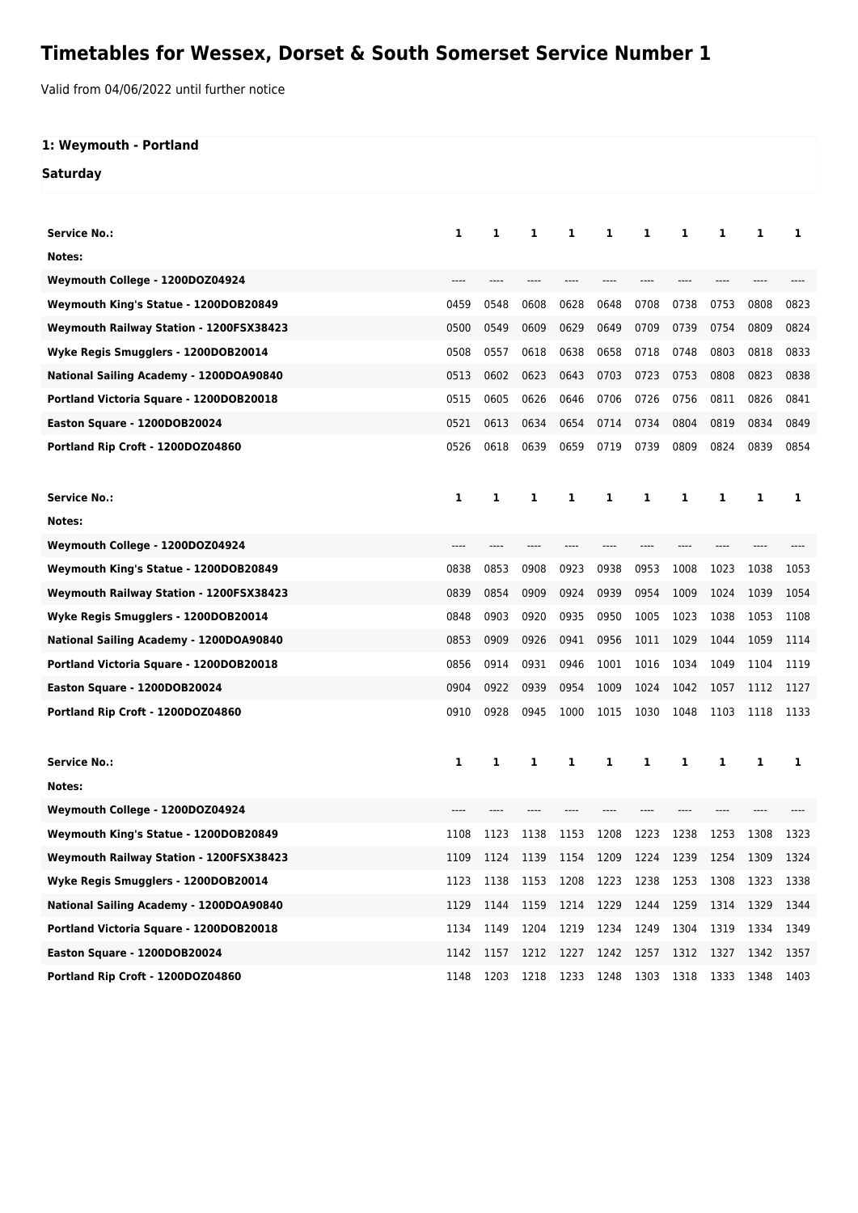# Timetables for Wessex, Dorset & South Somerset Service Number 1

Valid from 04/06/2022 until further notice

**1: Weymouth - Portland**

**Saturday**

| Service No.: | 1 | 1 | 1 | 1 | 1 | 1 | 1 | 1 | 1 | 1 |
|---|---|---|---|---|---|---|---|---|---|---|
| Notes: | | | | | | | | | | |
| Weymouth College - 1200DOZ04924 | ---- | ---- | ---- | ---- | ---- | ---- | ---- | ---- | ---- | ---- |
| Weymouth King's Statue - 1200DOB20849 | 0459 | 0548 | 0608 | 0628 | 0648 | 0708 | 0738 | 0753 | 0808 | 0823 |
| Weymouth Railway Station - 1200FSX38423 | 0500 | 0549 | 0609 | 0629 | 0649 | 0709 | 0739 | 0754 | 0809 | 0824 |
| Wyke Regis Smugglers - 1200DOB20014 | 0508 | 0557 | 0618 | 0638 | 0658 | 0718 | 0748 | 0803 | 0818 | 0833 |
| National Sailing Academy - 1200DOA90840 | 0513 | 0602 | 0623 | 0643 | 0703 | 0723 | 0753 | 0808 | 0823 | 0838 |
| Portland Victoria Square - 1200DOB20018 | 0515 | 0605 | 0626 | 0646 | 0706 | 0726 | 0756 | 0811 | 0826 | 0841 |
| Easton Square - 1200DOB20024 | 0521 | 0613 | 0634 | 0654 | 0714 | 0734 | 0804 | 0819 | 0834 | 0849 |
| Portland Rip Croft - 1200DOZ04860 | 0526 | 0618 | 0639 | 0659 | 0719 | 0739 | 0809 | 0824 | 0839 | 0854 |

| Service No.: | 1 | 1 | 1 | 1 | 1 | 1 | 1 | 1 | 1 | 1 |
|---|---|---|---|---|---|---|---|---|---|---|
| Notes: | | | | | | | | | | |
| Weymouth College - 1200DOZ04924 | ---- | ---- | ---- | ---- | ---- | ---- | ---- | ---- | ---- | ---- |
| Weymouth King's Statue - 1200DOB20849 | 0838 | 0853 | 0908 | 0923 | 0938 | 0953 | 1008 | 1023 | 1038 | 1053 |
| Weymouth Railway Station - 1200FSX38423 | 0839 | 0854 | 0909 | 0924 | 0939 | 0954 | 1009 | 1024 | 1039 | 1054 |
| Wyke Regis Smugglers - 1200DOB20014 | 0848 | 0903 | 0920 | 0935 | 0950 | 1005 | 1023 | 1038 | 1053 | 1108 |
| National Sailing Academy - 1200DOA90840 | 0853 | 0909 | 0926 | 0941 | 0956 | 1011 | 1029 | 1044 | 1059 | 1114 |
| Portland Victoria Square - 1200DOB20018 | 0856 | 0914 | 0931 | 0946 | 1001 | 1016 | 1034 | 1049 | 1104 | 1119 |
| Easton Square - 1200DOB20024 | 0904 | 0922 | 0939 | 0954 | 1009 | 1024 | 1042 | 1057 | 1112 | 1127 |
| Portland Rip Croft - 1200DOZ04860 | 0910 | 0928 | 0945 | 1000 | 1015 | 1030 | 1048 | 1103 | 1118 | 1133 |

| Service No.: | 1 | 1 | 1 | 1 | 1 | 1 | 1 | 1 | 1 | 1 |
|---|---|---|---|---|---|---|---|---|---|---|
| Notes: | | | | | | | | | | |
| Weymouth College - 1200DOZ04924 | ---- | ---- | ---- | ---- | ---- | ---- | ---- | ---- | ---- | ---- |
| Weymouth King's Statue - 1200DOB20849 | 1108 | 1123 | 1138 | 1153 | 1208 | 1223 | 1238 | 1253 | 1308 | 1323 |
| Weymouth Railway Station - 1200FSX38423 | 1109 | 1124 | 1139 | 1154 | 1209 | 1224 | 1239 | 1254 | 1309 | 1324 |
| Wyke Regis Smugglers - 1200DOB20014 | 1123 | 1138 | 1153 | 1208 | 1223 | 1238 | 1253 | 1308 | 1323 | 1338 |
| National Sailing Academy - 1200DOA90840 | 1129 | 1144 | 1159 | 1214 | 1229 | 1244 | 1259 | 1314 | 1329 | 1344 |
| Portland Victoria Square - 1200DOB20018 | 1134 | 1149 | 1204 | 1219 | 1234 | 1249 | 1304 | 1319 | 1334 | 1349 |
| Easton Square - 1200DOB20024 | 1142 | 1157 | 1212 | 1227 | 1242 | 1257 | 1312 | 1327 | 1342 | 1357 |
| Portland Rip Croft - 1200DOZ04860 | 1148 | 1203 | 1218 | 1233 | 1248 | 1303 | 1318 | 1333 | 1348 | 1403 |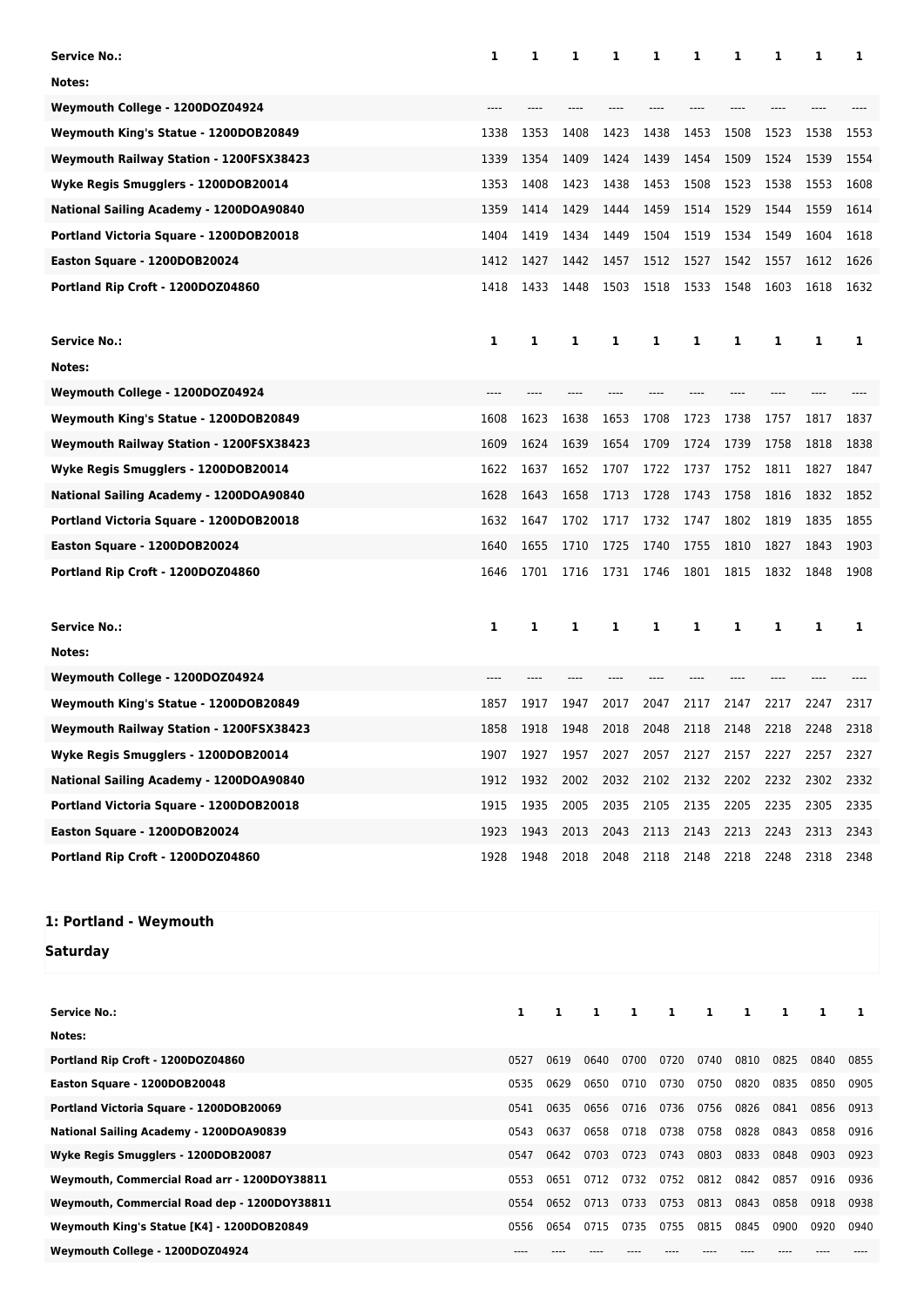| Service No.: | 1 | 1 | 1 | 1 | 1 | 1 | 1 | 1 | 1 | 1 |
|---|---|---|---|---|---|---|---|---|---|---|
| Notes: | | | | | | | | | | |
| Weymouth College - 1200DOZ04924 | ---- | ---- | ---- | ---- | ---- | ---- | ---- | ---- | ---- | ---- |
| Weymouth King's Statue - 1200DOB20849 | 1338 | 1353 | 1408 | 1423 | 1438 | 1453 | 1508 | 1523 | 1538 | 1553 |
| Weymouth Railway Station - 1200FSX38423 | 1339 | 1354 | 1409 | 1424 | 1439 | 1454 | 1509 | 1524 | 1539 | 1554 |
| Wyke Regis Smugglers - 1200DOB20014 | 1353 | 1408 | 1423 | 1438 | 1453 | 1508 | 1523 | 1538 | 1553 | 1608 |
| National Sailing Academy - 1200DOA90840 | 1359 | 1414 | 1429 | 1444 | 1459 | 1514 | 1529 | 1544 | 1559 | 1614 |
| Portland Victoria Square - 1200DOB20018 | 1404 | 1419 | 1434 | 1449 | 1504 | 1519 | 1534 | 1549 | 1604 | 1618 |
| Easton Square - 1200DOB20024 | 1412 | 1427 | 1442 | 1457 | 1512 | 1527 | 1542 | 1557 | 1612 | 1626 |
| Portland Rip Croft - 1200DOZ04860 | 1418 | 1433 | 1448 | 1503 | 1518 | 1533 | 1548 | 1603 | 1618 | 1632 |

| Service No.: | 1 | 1 | 1 | 1 | 1 | 1 | 1 | 1 | 1 | 1 |
|---|---|---|---|---|---|---|---|---|---|---|
| Notes: | | | | | | | | | | |
| Weymouth College - 1200DOZ04924 | ---- | ---- | ---- | ---- | ---- | ---- | ---- | ---- | ---- | ---- |
| Weymouth King's Statue - 1200DOB20849 | 1608 | 1623 | 1638 | 1653 | 1708 | 1723 | 1738 | 1757 | 1817 | 1837 |
| Weymouth Railway Station - 1200FSX38423 | 1609 | 1624 | 1639 | 1654 | 1709 | 1724 | 1739 | 1758 | 1818 | 1838 |
| Wyke Regis Smugglers - 1200DOB20014 | 1622 | 1637 | 1652 | 1707 | 1722 | 1737 | 1752 | 1811 | 1827 | 1847 |
| National Sailing Academy - 1200DOA90840 | 1628 | 1643 | 1658 | 1713 | 1728 | 1743 | 1758 | 1816 | 1832 | 1852 |
| Portland Victoria Square - 1200DOB20018 | 1632 | 1647 | 1702 | 1717 | 1732 | 1747 | 1802 | 1819 | 1835 | 1855 |
| Easton Square - 1200DOB20024 | 1640 | 1655 | 1710 | 1725 | 1740 | 1755 | 1810 | 1827 | 1843 | 1903 |
| Portland Rip Croft - 1200DOZ04860 | 1646 | 1701 | 1716 | 1731 | 1746 | 1801 | 1815 | 1832 | 1848 | 1908 |

| Service No.: | 1 | 1 | 1 | 1 | 1 | 1 | 1 | 1 | 1 | 1 |
|---|---|---|---|---|---|---|---|---|---|---|
| Notes: | | | | | | | | | | |
| Weymouth College - 1200DOZ04924 | ---- | ---- | ---- | ---- | ---- | ---- | ---- | ---- | ---- | ---- |
| Weymouth King's Statue - 1200DOB20849 | 1857 | 1917 | 1947 | 2017 | 2047 | 2117 | 2147 | 2217 | 2247 | 2317 |
| Weymouth Railway Station - 1200FSX38423 | 1858 | 1918 | 1948 | 2018 | 2048 | 2118 | 2148 | 2218 | 2248 | 2318 |
| Wyke Regis Smugglers - 1200DOB20014 | 1907 | 1927 | 1957 | 2027 | 2057 | 2127 | 2157 | 2227 | 2257 | 2327 |
| National Sailing Academy - 1200DOA90840 | 1912 | 1932 | 2002 | 2032 | 2102 | 2132 | 2202 | 2232 | 2302 | 2332 |
| Portland Victoria Square - 1200DOB20018 | 1915 | 1935 | 2005 | 2035 | 2105 | 2135 | 2205 | 2235 | 2305 | 2335 |
| Easton Square - 1200DOB20024 | 1923 | 1943 | 2013 | 2043 | 2113 | 2143 | 2213 | 2243 | 2313 | 2343 |
| Portland Rip Croft - 1200DOZ04860 | 1928 | 1948 | 2018 | 2048 | 2118 | 2148 | 2218 | 2248 | 2318 | 2348 |

## 1: Portland - Weymouth

## Saturday

| Service No.: | 1 | 1 | 1 | 1 | 1 | 1 | 1 | 1 | 1 | 1 |
|---|---|---|---|---|---|---|---|---|---|---|
| Notes: | | | | | | | | | | |
| Portland Rip Croft - 1200DOZ04860 | 0527 | 0619 | 0640 | 0700 | 0720 | 0740 | 0810 | 0825 | 0840 | 0855 |
| Easton Square - 1200DOB20048 | 0535 | 0629 | 0650 | 0710 | 0730 | 0750 | 0820 | 0835 | 0850 | 0905 |
| Portland Victoria Square - 1200DOB20069 | 0541 | 0635 | 0656 | 0716 | 0736 | 0756 | 0826 | 0841 | 0856 | 0913 |
| National Sailing Academy - 1200DOA90839 | 0543 | 0637 | 0658 | 0718 | 0738 | 0758 | 0828 | 0843 | 0858 | 0916 |
| Wyke Regis Smugglers - 1200DOB20087 | 0547 | 0642 | 0703 | 0723 | 0743 | 0803 | 0833 | 0848 | 0903 | 0923 |
| Weymouth, Commercial Road arr - 1200DOY38811 | 0553 | 0651 | 0712 | 0732 | 0752 | 0812 | 0842 | 0857 | 0916 | 0936 |
| Weymouth, Commercial Road dep - 1200DOY38811 | 0554 | 0652 | 0713 | 0733 | 0753 | 0813 | 0843 | 0858 | 0918 | 0938 |
| Weymouth King's Statue [K4] - 1200DOB20849 | 0556 | 0654 | 0715 | 0735 | 0755 | 0815 | 0845 | 0900 | 0920 | 0940 |
| Weymouth College - 1200DOZ04924 | ---- | ---- | ---- | ---- | ---- | ---- | ---- | ---- | ---- | ---- |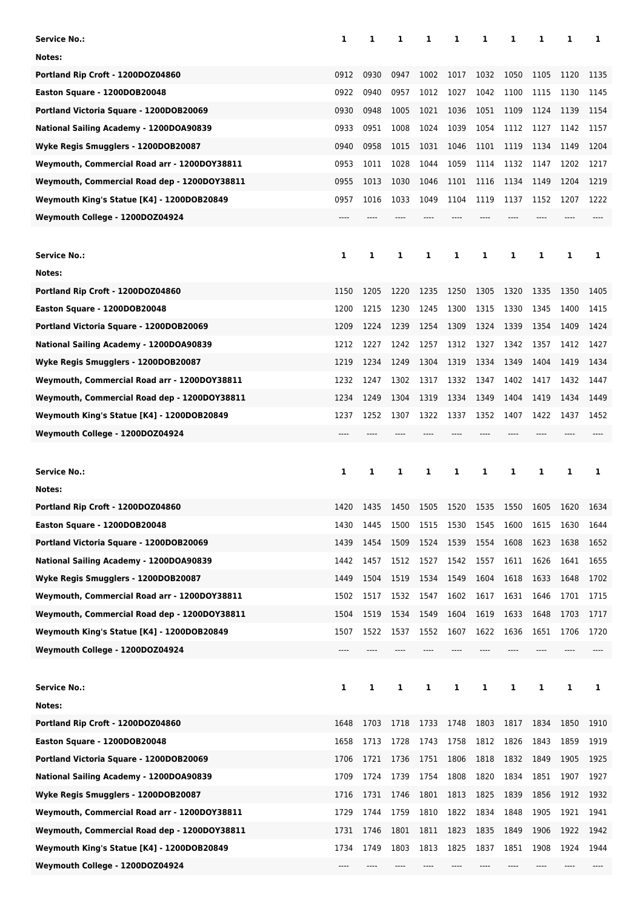| Service No.: | 1 | 1 | 1 | 1 | 1 | 1 | 1 | 1 | 1 | 1 |
|---|---|---|---|---|---|---|---|---|---|---|
| Notes: | | | | | | | | | | |
| Portland Rip Croft - 1200DOZ04860 | 0912 | 0930 | 0947 | 1002 | 1017 | 1032 | 1050 | 1105 | 1120 | 1135 |
| Easton Square - 1200DOB20048 | 0922 | 0940 | 0957 | 1012 | 1027 | 1042 | 1100 | 1115 | 1130 | 1145 |
| Portland Victoria Square - 1200DOB20069 | 0930 | 0948 | 1005 | 1021 | 1036 | 1051 | 1109 | 1124 | 1139 | 1154 |
| National Sailing Academy - 1200DOA90839 | 0933 | 0951 | 1008 | 1024 | 1039 | 1054 | 1112 | 1127 | 1142 | 1157 |
| Wyke Regis Smugglers - 1200DOB20087 | 0940 | 0958 | 1015 | 1031 | 1046 | 1101 | 1119 | 1134 | 1149 | 1204 |
| Weymouth, Commercial Road arr - 1200DOY38811 | 0953 | 1011 | 1028 | 1044 | 1059 | 1114 | 1132 | 1147 | 1202 | 1217 |
| Weymouth, Commercial Road dep - 1200DOY38811 | 0955 | 1013 | 1030 | 1046 | 1101 | 1116 | 1134 | 1149 | 1204 | 1219 |
| Weymouth King's Statue [K4] - 1200DOB20849 | 0957 | 1016 | 1033 | 1049 | 1104 | 1119 | 1137 | 1152 | 1207 | 1222 |
| Weymouth College - 1200DOZ04924 | ---- | ---- | ---- | ---- | ---- | ---- | ---- | ---- | ---- | ---- |

| Service No.: | 1 | 1 | 1 | 1 | 1 | 1 | 1 | 1 | 1 | 1 |
|---|---|---|---|---|---|---|---|---|---|---|
| Notes: | | | | | | | | | | |
| Portland Rip Croft - 1200DOZ04860 | 1150 | 1205 | 1220 | 1235 | 1250 | 1305 | 1320 | 1335 | 1350 | 1405 |
| Easton Square - 1200DOB20048 | 1200 | 1215 | 1230 | 1245 | 1300 | 1315 | 1330 | 1345 | 1400 | 1415 |
| Portland Victoria Square - 1200DOB20069 | 1209 | 1224 | 1239 | 1254 | 1309 | 1324 | 1339 | 1354 | 1409 | 1424 |
| National Sailing Academy - 1200DOA90839 | 1212 | 1227 | 1242 | 1257 | 1312 | 1327 | 1342 | 1357 | 1412 | 1427 |
| Wyke Regis Smugglers - 1200DOB20087 | 1219 | 1234 | 1249 | 1304 | 1319 | 1334 | 1349 | 1404 | 1419 | 1434 |
| Weymouth, Commercial Road arr - 1200DOY38811 | 1232 | 1247 | 1302 | 1317 | 1332 | 1347 | 1402 | 1417 | 1432 | 1447 |
| Weymouth, Commercial Road dep - 1200DOY38811 | 1234 | 1249 | 1304 | 1319 | 1334 | 1349 | 1404 | 1419 | 1434 | 1449 |
| Weymouth King's Statue [K4] - 1200DOB20849 | 1237 | 1252 | 1307 | 1322 | 1337 | 1352 | 1407 | 1422 | 1437 | 1452 |
| Weymouth College - 1200DOZ04924 | ---- | ---- | ---- | ---- | ---- | ---- | ---- | ---- | ---- | ---- |

| Service No.: | 1 | 1 | 1 | 1 | 1 | 1 | 1 | 1 | 1 | 1 |
|---|---|---|---|---|---|---|---|---|---|---|
| Notes: | | | | | | | | | | |
| Portland Rip Croft - 1200DOZ04860 | 1420 | 1435 | 1450 | 1505 | 1520 | 1535 | 1550 | 1605 | 1620 | 1634 |
| Easton Square - 1200DOB20048 | 1430 | 1445 | 1500 | 1515 | 1530 | 1545 | 1600 | 1615 | 1630 | 1644 |
| Portland Victoria Square - 1200DOB20069 | 1439 | 1454 | 1509 | 1524 | 1539 | 1554 | 1608 | 1623 | 1638 | 1652 |
| National Sailing Academy - 1200DOA90839 | 1442 | 1457 | 1512 | 1527 | 1542 | 1557 | 1611 | 1626 | 1641 | 1655 |
| Wyke Regis Smugglers - 1200DOB20087 | 1449 | 1504 | 1519 | 1534 | 1549 | 1604 | 1618 | 1633 | 1648 | 1702 |
| Weymouth, Commercial Road arr - 1200DOY38811 | 1502 | 1517 | 1532 | 1547 | 1602 | 1617 | 1631 | 1646 | 1701 | 1715 |
| Weymouth, Commercial Road dep - 1200DOY38811 | 1504 | 1519 | 1534 | 1549 | 1604 | 1619 | 1633 | 1648 | 1703 | 1717 |
| Weymouth King's Statue [K4] - 1200DOB20849 | 1507 | 1522 | 1537 | 1552 | 1607 | 1622 | 1636 | 1651 | 1706 | 1720 |
| Weymouth College - 1200DOZ04924 | ---- | ---- | ---- | ---- | ---- | ---- | ---- | ---- | ---- | ---- |

| Service No.: | 1 | 1 | 1 | 1 | 1 | 1 | 1 | 1 | 1 | 1 |
|---|---|---|---|---|---|---|---|---|---|---|
| Notes: | | | | | | | | | | |
| Portland Rip Croft - 1200DOZ04860 | 1648 | 1703 | 1718 | 1733 | 1748 | 1803 | 1817 | 1834 | 1850 | 1910 |
| Easton Square - 1200DOB20048 | 1658 | 1713 | 1728 | 1743 | 1758 | 1812 | 1826 | 1843 | 1859 | 1919 |
| Portland Victoria Square - 1200DOB20069 | 1706 | 1721 | 1736 | 1751 | 1806 | 1818 | 1832 | 1849 | 1905 | 1925 |
| National Sailing Academy - 1200DOA90839 | 1709 | 1724 | 1739 | 1754 | 1808 | 1820 | 1834 | 1851 | 1907 | 1927 |
| Wyke Regis Smugglers - 1200DOB20087 | 1716 | 1731 | 1746 | 1801 | 1813 | 1825 | 1839 | 1856 | 1912 | 1932 |
| Weymouth, Commercial Road arr - 1200DOY38811 | 1729 | 1744 | 1759 | 1810 | 1822 | 1834 | 1848 | 1905 | 1921 | 1941 |
| Weymouth, Commercial Road dep - 1200DOY38811 | 1731 | 1746 | 1801 | 1811 | 1823 | 1835 | 1849 | 1906 | 1922 | 1942 |
| Weymouth King's Statue [K4] - 1200DOB20849 | 1734 | 1749 | 1803 | 1813 | 1825 | 1837 | 1851 | 1908 | 1924 | 1944 |
| Weymouth College - 1200DOZ04924 | ---- | ---- | ---- | ---- | ---- | ---- | ---- | ---- | ---- | ---- |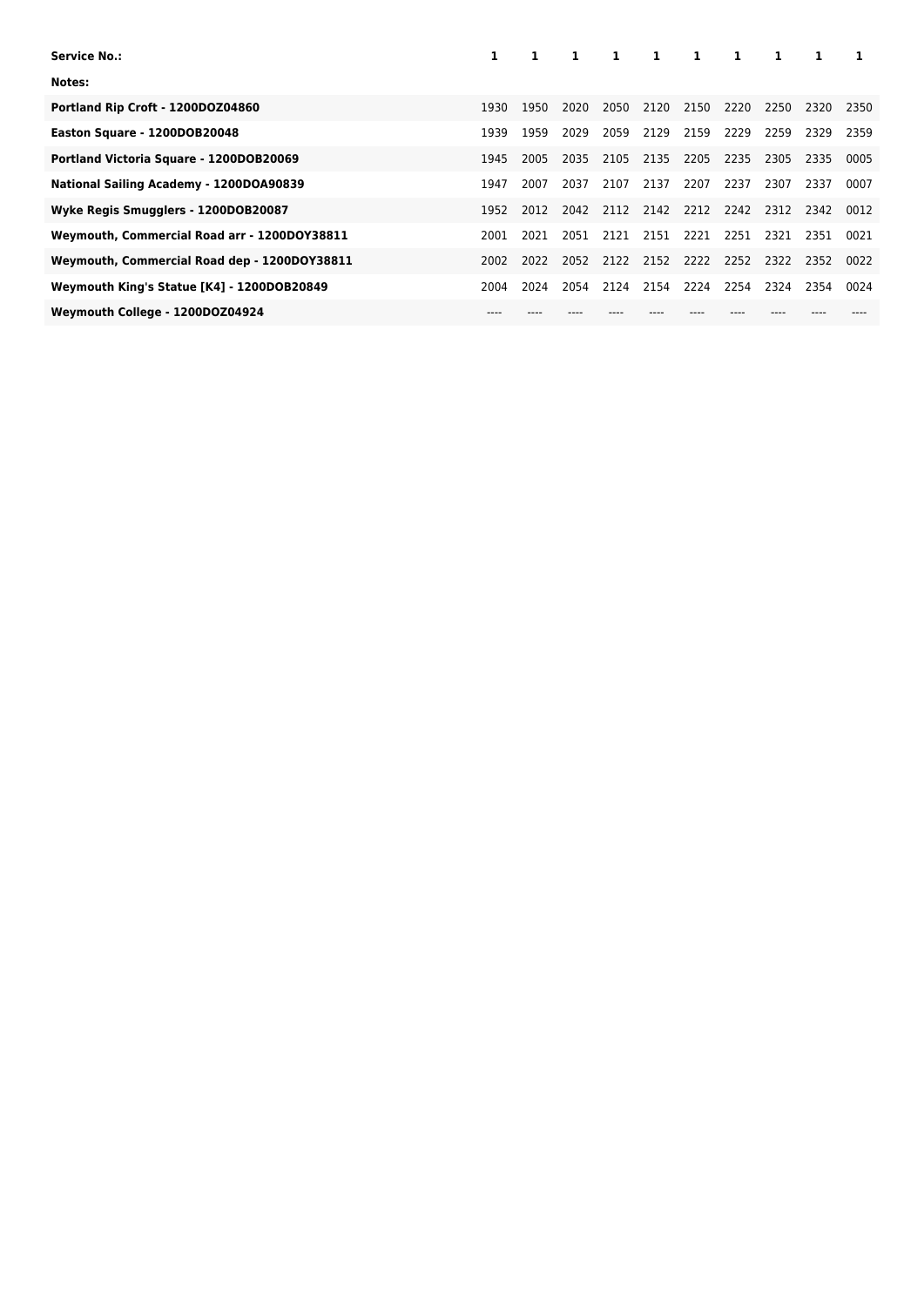| Service No.: | 1 | 1 | 1 | 1 | 1 | 1 | 1 | 1 | 1 | 1 |
|---|---|---|---|---|---|---|---|---|---|---|
| Notes: | | | | | | | | | | |
| Portland Rip Croft - 1200DOZ04860 | 1930 | 1950 | 2020 | 2050 | 2120 | 2150 | 2220 | 2250 | 2320 | 2350 |
| Easton Square - 1200DOB20048 | 1939 | 1959 | 2029 | 2059 | 2129 | 2159 | 2229 | 2259 | 2329 | 2359 |
| Portland Victoria Square - 1200DOB20069 | 1945 | 2005 | 2035 | 2105 | 2135 | 2205 | 2235 | 2305 | 2335 | 0005 |
| National Sailing Academy - 1200DOA90839 | 1947 | 2007 | 2037 | 2107 | 2137 | 2207 | 2237 | 2307 | 2337 | 0007 |
| Wyke Regis Smugglers - 1200DOB20087 | 1952 | 2012 | 2042 | 2112 | 2142 | 2212 | 2242 | 2312 | 2342 | 0012 |
| Weymouth, Commercial Road arr - 1200DOY38811 | 2001 | 2021 | 2051 | 2121 | 2151 | 2221 | 2251 | 2321 | 2351 | 0021 |
| Weymouth, Commercial Road dep - 1200DOY38811 | 2002 | 2022 | 2052 | 2122 | 2152 | 2222 | 2252 | 2322 | 2352 | 0022 |
| Weymouth King's Statue [K4] - 1200DOB20849 | 2004 | 2024 | 2054 | 2124 | 2154 | 2224 | 2254 | 2324 | 2354 | 0024 |
| Weymouth College - 1200DOZ04924 | ---- | ---- | ---- | ---- | ---- | ---- | ---- | ---- | ---- | ---- |